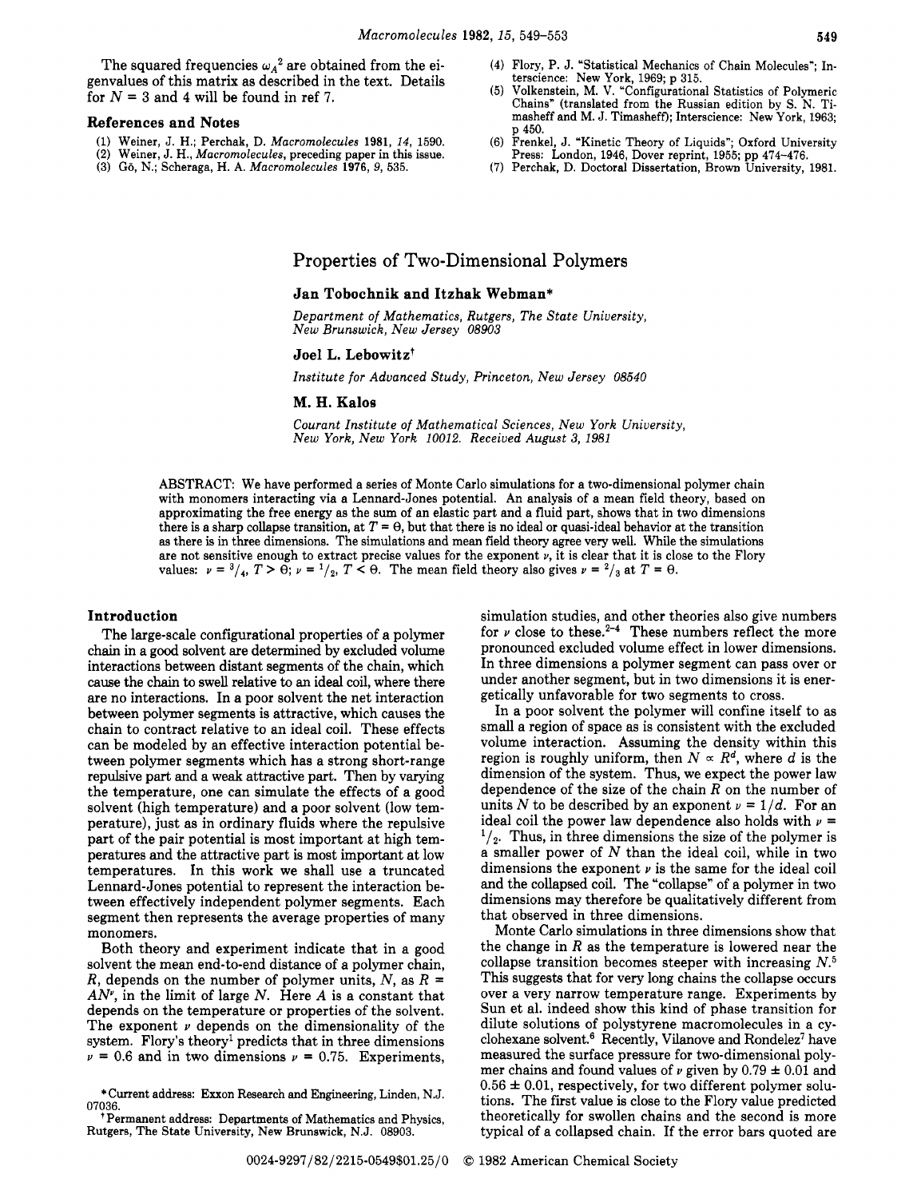The squared frequencies $\omega_A^2$ are obtained from the eigenvalues of this matrix as described in the text. Details for $N = 3$ and 4 will be found in ref 7.

## References and Notes

(1) Weiner, J. H.; Perchak, D. *Macromolecules* 1981, *14*, 1590.
(2) Weiner, J. H., *Macromolecules*, preceding paper in this issue.
(3) Gō, N.; Scheraga, H. A. *Macromolecules* 1976, *9*, 535.
(4) Flory, P. J. "Statistical Mechanics of Chain Molecules"; Interscience: New York, 1969; p 315.
(5) Volkenstein, M. V. "Configurational Statistics of Polymeric Chains" (translated from the Russian edition by S. N. Timasheff and M. J. Timasheff); Interscience: New York, 1963; p 450.
(6) Frenkel, J. "Kinetic Theory of Liquids"; Oxford University Press: London, 1946, Dover reprint, 1955; pp 474–476.
(7) Perchak, D. Doctoral Dissertation, Brown University, 1981.

# Properties of Two-Dimensional Polymers

**Jan Tobochnik and Itzhak Webman***

*Department of Mathematics, Rutgers, The State University, New Brunswick, New Jersey 08903*

**Joel L. Lebowitz**[†]

*Institute for Advanced Study, Princeton, New Jersey 08540*

**M. H. Kalos**

*Courant Institute of Mathematical Sciences, New York University, New York, New York 10012. Received August 3, 1981*

ABSTRACT: We have performed a series of Monte Carlo simulations for a two-dimensional polymer chain with monomers interacting via a Lennard-Jones potential. An analysis of a mean field theory, based on approximating the free energy as the sum of an elastic part and a fluid part, shows that in two dimensions there is a sharp collapse transition, at $T = \Theta$, but that there is no ideal or quasi-ideal behavior at the transition as there is in three dimensions. The simulations and mean field theory agree very well. While the simulations are not sensitive enough to extract precise values for the exponent $\nu$, it is clear that it is close to the Flory values: $\nu = 3/4$, $T > \Theta$; $\nu = 1/2$, $T < \Theta$. The mean field theory also gives $\nu = 2/3$ at $T = \Theta$.

## Introduction

The large-scale configurational properties of a polymer chain in a good solvent are determined by excluded volume interactions between distant segments of the chain, which cause the chain to swell relative to an ideal coil, where there are no interactions. In a poor solvent the net interaction between polymer segments is attractive, which causes the chain to contract relative to an ideal coil. These effects can be modeled by an effective interaction potential between polymer segments which has a strong short-range repulsive part and a weak attractive part. Then by varying the temperature, one can simulate the effects of a good solvent (high temperature) and a poor solvent (low temperature), just as in ordinary fluids where the repulsive part of the pair potential is most important at high temperatures and the attractive part is most important at low temperatures. In this work we shall use a truncated Lennard-Jones potential to represent the interaction between effectively independent polymer segments. Each segment then represents the average properties of many monomers.

Both theory and experiment indicate that in a good solvent the mean end-to-end distance of a polymer chain, $R$, depends on the number of polymer units, $N$, as $R = AN^{\nu}$, in the limit of large $N$. Here $A$ is a constant that depends on the temperature or properties of the solvent. The exponent $\nu$ depends on the dimensionality of the system. Flory's theory[1] predicts that in three dimensions $\nu = 0.6$ and in two dimensions $\nu = 0.75$. Experiments, simulation studies, and other theories also give numbers for $\nu$ close to these.[2-4] These numbers reflect the more pronounced excluded volume effect in lower dimensions. In three dimensions a polymer segment can pass over or under another segment, but in two dimensions it is energetically unfavorable for two segments to cross.

In a poor solvent the polymer will confine itself to as small a region of space as is consistent with the excluded volume interaction. Assuming the density within this region is roughly uniform, then $N \propto R^d$, where $d$ is the dimension of the system. Thus, we expect the power law dependence of the size of the chain $R$ on the number of units $N$ to be described by an exponent $\nu = 1/d$. For an ideal coil the power law dependence also holds with $\nu = 1/2$. Thus, in three dimensions the size of the polymer is a smaller power of $N$ than the ideal coil, while in two dimensions the exponent $\nu$ is the same for the ideal coil and the collapsed coil. The "collapse" of a polymer in two dimensions may therefore be qualitatively different from that observed in three dimensions.

Monte Carlo simulations in three dimensions show that the change in $R$ as the temperature is lowered near the collapse transition becomes steeper with increasing $N$.[5] This suggests that for very long chains the collapse occurs over a very narrow temperature range. Experiments by Sun et al. indeed show this kind of phase transition for dilute solutions of polystyrene macromolecules in a cyclohexane solvent.[6] Recently, Vilanove and Rondelez[7] have measured the surface pressure for two-dimensional polymer chains and found values of $\nu$ given by $0.79 \pm 0.01$ and $0.56 \pm 0.01$, respectively, for two different polymer solutions. The first value is close to the Flory value predicted theoretically for swollen chains and the second is more typical of a collapsed chain. If the error bars quoted are

*Current address: Exxon Research and Engineering, Linden, N.J. 07036.

[†]Permanent address: Departments of Mathematics and Physics, Rutgers, The State University, New Brunswick, N.J. 08903.

0024-9297/82/2215-0549$01.25/0 © 1982 American Chemical Society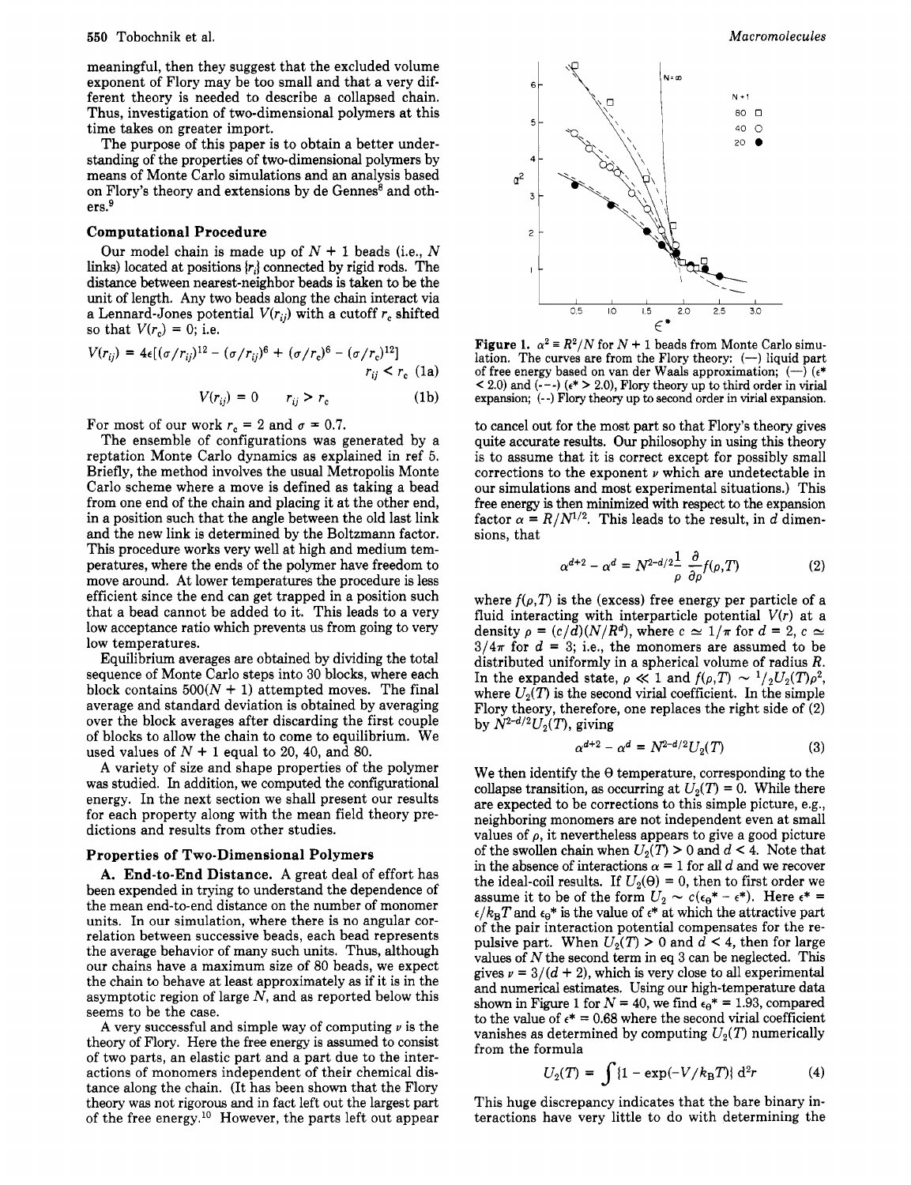meaningful, then they suggest that the excluded volume exponent of Flory may be too small and that a very different theory is needed to describe a collapsed chain. Thus, investigation of two-dimensional polymers at this time takes on greater import.

The purpose of this paper is to obtain a better understanding of the properties of two-dimensional polymers by means of Monte Carlo simulations and an analysis based on Flory's theory and extensions by de Gennes[8] and others.[9]

## Computational Procedure

Our model chain is made up of $N + 1$ beads (i.e., $N$ links) located at positions $\{r_i\}$ connected by rigid rods. The distance between nearest-neighbor beads is taken to be the unit of length. Any two beads along the chain interact via a Lennard-Jones potential $V(r_{ij})$ with a cutoff $r_c$ shifted so that $V(r_c) = 0$; i.e.

$$V(r_{ij}) = 4\epsilon[(\sigma/r_{ij})^{12} - (\sigma/r_{ij})^6 + (\sigma/r_c)^6 - (\sigma/r_c)^{12}] \qquad r_{ij} < r_c \quad (1a)$$

$$V(r_{ij}) = 0 \qquad r_{ij} > r_c \quad (1b)$$

For most of our work $r_c = 2$ and $\sigma = 0.7$.

The ensemble of configurations was generated by a reptation Monte Carlo dynamics as explained in ref 5. Briefly, the method involves the usual Metropolis Monte Carlo scheme where a move is defined as taking a bead from one end of the chain and placing it at the other end, in a position such that the angle between the old last link and the new link is determined by the Boltzmann factor. This procedure works very well at high and medium temperatures, where the ends of the polymer have freedom to move around. At lower temperatures the procedure is less efficient since the end can get trapped in a position such that a bead cannot be added to it. This leads to a very low acceptance ratio which prevents us from going to very low temperatures.

Equilibrium averages are obtained by dividing the total sequence of Monte Carlo steps into 30 blocks, where each block contains $500(N + 1)$ attempted moves. The final average and standard deviation is obtained by averaging over the block averages after discarding the first couple of blocks to allow the chain to come to equilibrium. We used values of $N + 1$ equal to 20, 40, and 80.

A variety of size and shape properties of the polymer was studied. In addition, we computed the configurational energy. In the next section we shall present our results for each property along with the mean field theory predictions and results from other studies.

## Properties of Two-Dimensional Polymers

**A. End-to-End Distance.** A great deal of effort has been expended in trying to understand the dependence of the mean end-to-end distance on the number of monomer units. In our simulation, where there is no angular correlation between successive beads, each bead represents the average behavior of many such units. Thus, although our chains have a maximum size of 80 beads, we expect the chain to behave at least approximately as if it is in the asymptotic region of large $N$, and as reported below this seems to be the case.

A very successful and simple way of computing $\nu$ is the theory of Flory. Here the free energy is assumed to consist of two parts, an elastic part and a part due to the interactions of monomers independent of their chemical distance along the chain. (It has been shown that the Flory theory was not rigorous and in fact left out the largest part of the free energy.[10] However, the parts left out appear to cancel out for the most part so that Flory's theory gives quite accurate results. Our philosophy in using this theory is to assume that it is correct except for possibly small corrections to the exponent $\nu$ which are undetectable in our simulations and most experimental situations.) This free energy is then minimized with respect to the expansion factor $\alpha = R/N^{1/2}$. This leads to the result, in $d$ dimensions, that

$$\alpha^{d+2} - \alpha^d = N^{2-d/2}\frac{1}{\rho}\frac{\partial}{\partial\rho}f(\rho,T) \quad (2)$$

where $f(\rho,T)$ is the (excess) free energy per particle of a fluid interacting with interparticle potential $V(r)$ at a density $\rho = (c/d)(N/R^d)$, where $c \simeq 1/\pi$ for $d = 2$, $c \simeq 3/4\pi$ for $d = 3$; i.e., the monomers are assumed to be distributed uniformly in a spherical volume of radius $R$. In the expanded state, $\rho \ll 1$ and $f(\rho,T) \sim {}^1/_2U_2(T)\rho^2$, where $U_2(T)$ is the second virial coefficient. In the simple Flory theory, therefore, one replaces the right side of (2) by $N^{2-d/2}U_2(T)$, giving

$$\alpha^{d+2} - \alpha^d = N^{2-d/2}U_2(T) \quad (3)$$

We then identify the $\Theta$ temperature, corresponding to the collapse transition, as occurring at $U_2(T) = 0$. While there are expected to be corrections to this simple picture, e.g., neighboring monomers are not independent even at small values of $\rho$, it nevertheless appears to give a good picture of the swollen chain when $U_2(T) > 0$ and $d < 4$. Note that in the absence of interactions $\alpha = 1$ for all $d$ and we recover the ideal-coil results. If $U_2(\Theta) = 0$, then to first order we assume it to be of the form $U_2 \sim c(\epsilon_\Theta^* - \epsilon^*)$. Here $\epsilon^* = \epsilon/k_BT$ and $\epsilon_\Theta^*$ is the value of $\epsilon^*$ at which the attractive part of the pair interaction potential compensates for the repulsive part. When $U_2(T) > 0$ and $d < 4$, then for large values of $N$ the second term in eq 3 can be neglected. This gives $\nu = 3/(d + 2)$, which is very close to all experimental and numerical estimates. Using our high-temperature data shown in Figure 1 for $N = 40$, we find $\epsilon_\Theta^* = 1.93$, compared to the value of $\epsilon^* = 0.68$ where the second virial coefficient vanishes as determined by computing $U_2(T)$ numerically from the formula

$$U_2(T) = \int\{1 - \exp(-V/k_BT)\}\, d^2r \quad (4)$$

This huge discrepancy indicates that the bare binary interactions have very little to do with determining the

$\alpha^2$

$\epsilon^*$

0.5 1.0 1.5 2.0 2.5 3.0

1 2 3 4 5 6

N=∞

N+1
80 □
40 ○
20 ●

**Figure 1.** $\alpha^2 \equiv R^2/N$ for $N + 1$ beads from Monte Carlo simulation. The curves are from the Flory theory: (—) liquid part of free energy based on van der Waals approximation; (—) ($\epsilon^* < 2.0$) and (---) ($\epsilon^* > 2.0$), Flory theory up to third order in virial expansion; (--) Flory theory up to second order in virial expansion.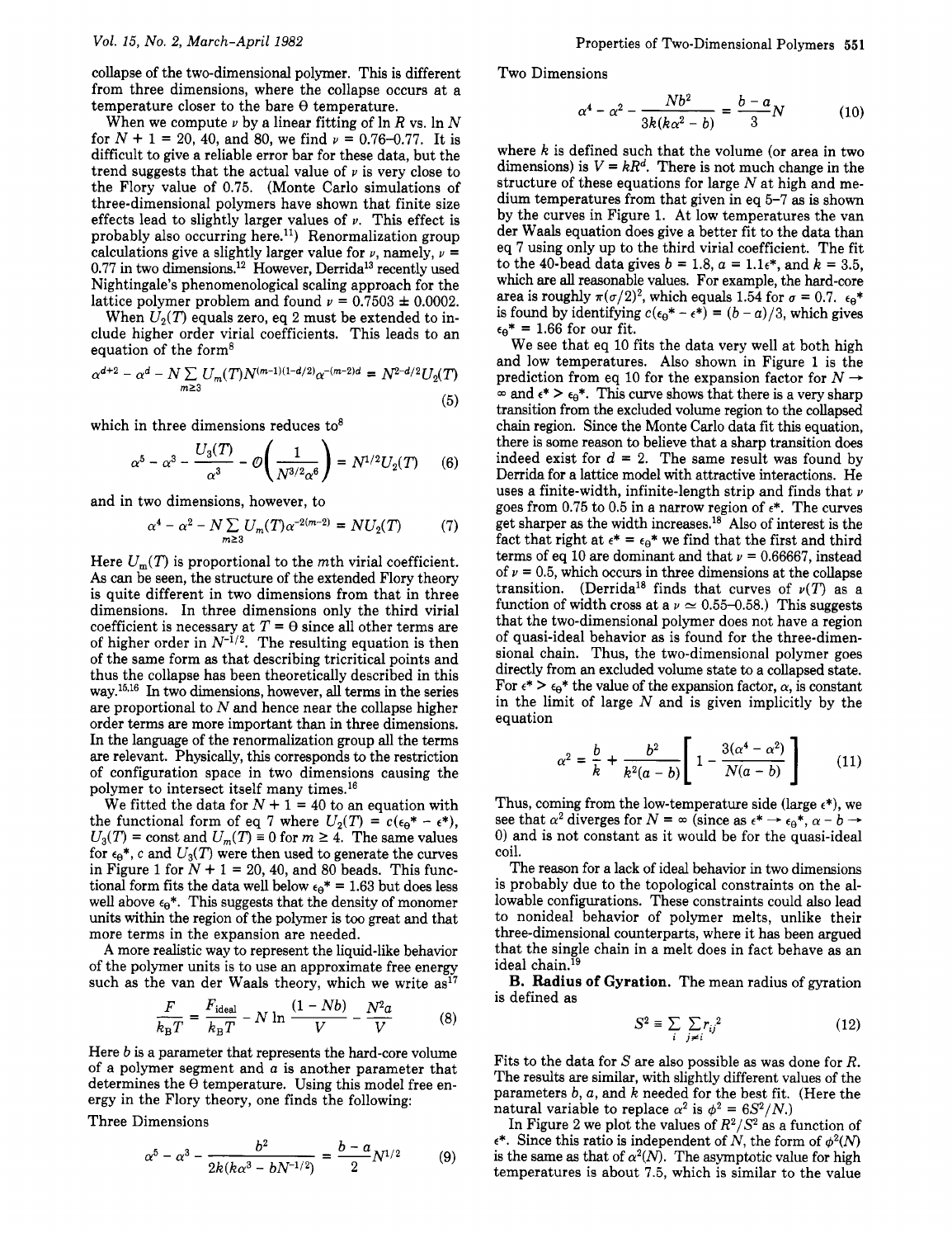collapse of the two-dimensional polymer. This is different from three dimensions, where the collapse occurs at a temperature closer to the bare Θ temperature.

When we compute $\nu$ by a linear fitting of ln $R$ vs. ln $N$ for $N + 1 = 20$, 40, and 80, we find $\nu = 0.76$–0.77. It is difficult to give a reliable error bar for these data, but the trend suggests that the actual value of $\nu$ is very close to the Flory value of 0.75. (Monte Carlo simulations of three-dimensional polymers have shown that finite size effects lead to slightly larger values of $\nu$. This effect is probably also occurring here.[11]) Renormalization group calculations give a slightly larger value for $\nu$, namely, $\nu = 0.77$ in two dimensions.[12] However, Derrida[13] recently used Nightingale's phenomenological scaling approach for the lattice polymer problem and found $\nu = 0.7503 \pm 0.0002$.

When $U_2(T)$ equals zero, eq 2 must be extended to include higher order virial coefficients. This leads to an equation of the form[8]

$$\alpha^{d+2} - \alpha^d - N \sum_{m \geq 3} U_m(T) N^{(m-1)(1-d/2)} \alpha^{-(m-2)d} = N^{2-d/2} U_2(T) \tag{5}$$

which in three dimensions reduces to[8]

$$\alpha^5 - \alpha^3 - \frac{U_3(T)}{\alpha^3} - \mathcal{O}\left(\frac{1}{N^{3/2}\alpha^6}\right) = N^{1/2} U_2(T) \tag{6}$$

and in two dimensions, however, to

$$\alpha^4 - \alpha^2 - N \sum_{m \geq 3} U_m(T) \alpha^{-2(m-2)} = N U_2(T) \tag{7}$$

Here $U_m(T)$ is proportional to the $m$th virial coefficient. As can be seen, the structure of the extended Flory theory is quite different in two dimensions from that in three dimensions. In three dimensions only the third virial coefficient is necessary at $T = \Theta$ since all other terms are of higher order in $N^{-1/2}$. The resulting equation is then of the same form as that describing tricritical points and thus the collapse has been theoretically described in this way.[15,16] In two dimensions, however, all terms in the series are proportional to $N$ and hence near the collapse higher order terms are more important than in three dimensions. In the language of the renormalization group all the terms are relevant. Physically, this corresponds to the restriction of configuration space in two dimensions causing the polymer to intersect itself many times.[16]

We fitted the data for $N + 1 = 40$ to an equation with the functional form of eq 7 where $U_2(T) = c(\epsilon_\Theta^* - \epsilon^*)$, $U_3(T) = \text{const}$ and $U_m(T) \equiv 0$ for $m \geq 4$. The same values for $\epsilon_\Theta^*$, $c$ and $U_3(T)$ were then used to generate the curves in Figure 1 for $N + 1 = 20$, 40, and 80 beads. This functional form fits the data well below $\epsilon_\Theta^* = 1.63$ but does less well above $\epsilon_\Theta^*$. This suggests that the density of monomer units within the region of the polymer is too great and that more terms in the expansion are needed.

A more realistic way to represent the liquid-like behavior of the polymer units is to use an approximate free energy such as the van der Waals theory, which we write as[17]

$$\frac{F}{k_B T} = \frac{F_{\text{ideal}}}{k_B T} - N \ln \frac{(1 - Nb)}{V} - \frac{N^2 a}{V} \tag{8}$$

Here $b$ is a parameter that represents the hard-core volume of a polymer segment and $a$ is another parameter that determines the Θ temperature. Using this model free energy in the Flory theory, one finds the following:

Three Dimensions

$$\alpha^5 - \alpha^3 - \frac{b^2}{2k(k\alpha^3 - bN^{-1/2})} = \frac{b - a}{2} N^{1/2} \tag{9}$$

Two Dimensions

$$\alpha^4 - \alpha^2 - \frac{Nb^2}{3k(k\alpha^2 - b)} = \frac{b - a}{3} N \tag{10}$$

where $k$ is defined such that the volume (or area in two dimensions) is $V = kR^d$. There is not much change in the structure of these equations for large $N$ at high and medium temperatures from that given in eq 5–7 as is shown by the curves in Figure 1. At low temperatures the van der Waals equation does give a better fit to the data than eq 7 using only up to the third virial coefficient. The fit to the 40-bead data gives $b = 1.8$, $a = 1.1\epsilon^*$, and $k = 3.5$, which are all reasonable values. For example, the hard-core area is roughly $\pi(\sigma/2)^2$, which equals 1.54 for $\sigma = 0.7$. $\epsilon_\Theta^*$ is found by identifying $c(\epsilon_\Theta^* - \epsilon^*) = (b - a)/3$, which gives $\epsilon_\Theta^* = 1.66$ for our fit.

We see that eq 10 fits the data very well at both high and low temperatures. Also shown in Figure 1 is the prediction from eq 10 for the expansion factor for $N \to \infty$ and $\epsilon^* > \epsilon_\Theta^*$. This curve shows that there is a very sharp transition from the excluded volume region to the collapsed chain region. Since the Monte Carlo data fit this equation, there is some reason to believe that a sharp transition does indeed exist for $d = 2$. The same result was found by Derrida for a lattice model with attractive interactions. He uses a finite-width, infinite-length strip and finds that $\nu$ goes from 0.75 to 0.5 in a narrow region of $\epsilon^*$. The curves get sharper as the width increases.[18] Also of interest is the fact that right at $\epsilon^* = \epsilon_\Theta^*$ we find that the first and third terms of eq 10 are dominant and that $\nu = 0.66667$, instead of $\nu = 0.5$, which occurs in three dimensions at the collapse transition. (Derrida[18] finds that curves of $\nu(T)$ as a function of width cross at a $\nu \simeq 0.55$–0.58.) This suggests that the two-dimensional polymer does not have a region of quasi-ideal behavior as is found for the three-dimensional chain. Thus, the two-dimensional polymer goes directly from an excluded volume state to a collapsed state. For $\epsilon^* > \epsilon_\Theta^*$ the value of the expansion factor, $\alpha$, is constant in the limit of large $N$ and is given implicitly by the equation

$$\alpha^2 = \frac{b}{k} + \frac{b^2}{k^2(a - b)}\left[1 - \frac{3(\alpha^4 - \alpha^2)}{N(a - b)}\right] \tag{11}$$

Thus, coming from the low-temperature side (large $\epsilon^*$), we see that $\alpha^2$ diverges for $N = \infty$ (since as $\epsilon^* \to \epsilon_\Theta^*$, $\alpha - b \to 0$) and is not constant as it would be for the quasi-ideal coil.

The reason for a lack of ideal behavior in two dimensions is probably due to the topological constraints on the allowable configurations. These constraints could also lead to nonideal behavior of polymer melts, unlike their three-dimensional counterparts, where it has been argued that the single chain in a melt does in fact behave as an ideal chain.[19]

**B. Radius of Gyration.** The mean radius of gyration is defined as

$$S^2 \equiv \sum_i \sum_{j \neq i} r_{ij}^2 \tag{12}$$

Fits to the data for $S$ are also possible as was done for $R$. The results are similar, with slightly different values of the parameters $b$, $a$, and $k$ needed for the best fit. (Here the natural variable to replace $\alpha^2$ is $\phi^2 = 6S^2/N$.)

In Figure 2 we plot the values of $R^2/S^2$ as a function of $\epsilon^*$. Since this ratio is independent of $N$, the form of $\phi^2(N)$ is the same as that of $\alpha^2(N)$. The asymptotic value for high temperatures is about 7.5, which is similar to the value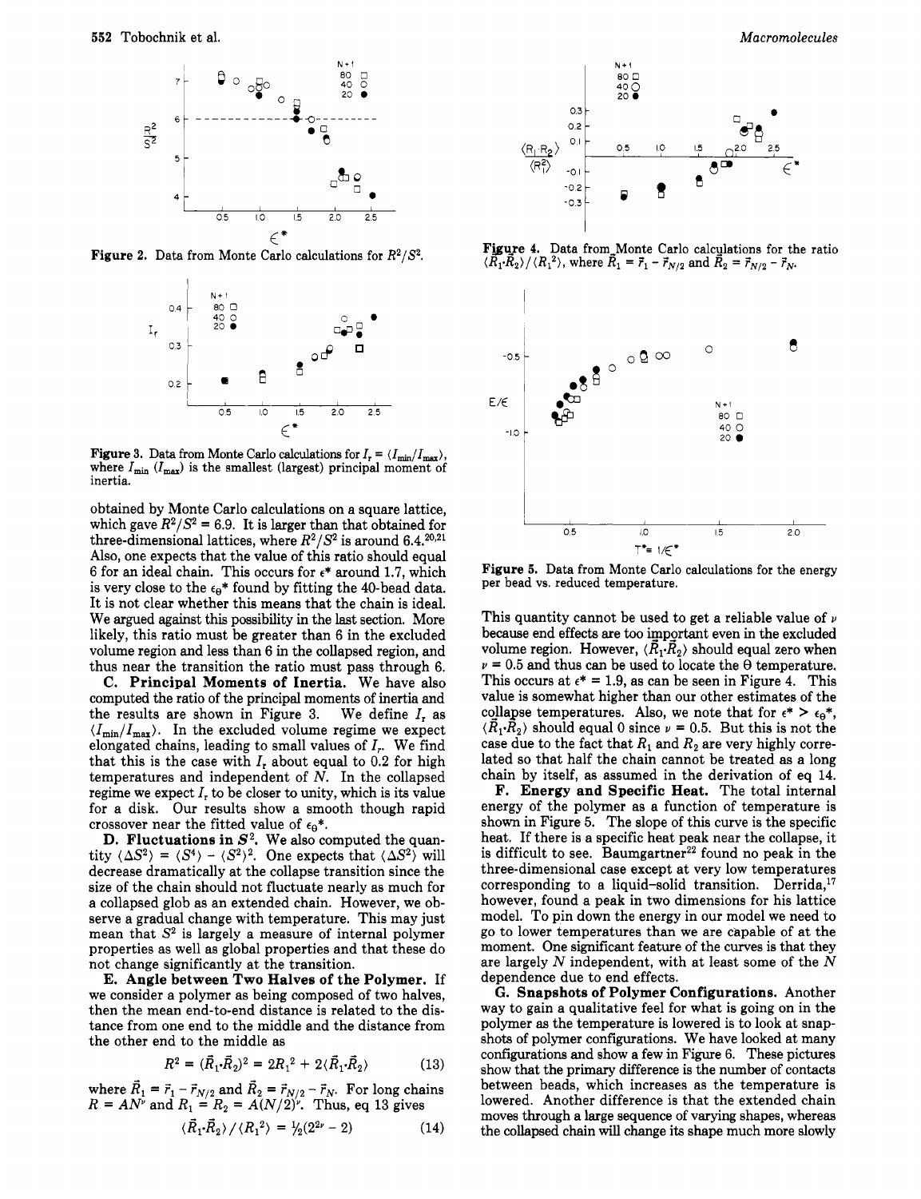Figure 2. Data from Monte Carlo calculations for $R^2/S^2$.

Figure 3. Data from Monte Carlo calculations for $I_r = \langle I_{min}/I_{max} \rangle$, where $I_{min}$ ($I_{max}$) is the smallest (largest) principal moment of inertia.

obtained by Monte Carlo calculations on a square lattice, which gave $R^2/S^2 = 6.9$. It is larger than that obtained for three-dimensional lattices, where $R^2/S^2$ is around 6.4.[20,21] Also, one expects that the value of this ratio should equal 6 for an ideal chain. This occurs for $\epsilon^*$ around 1.7, which is very close to the $\epsilon_\Theta^*$ found by fitting the 40-bead data. It is not clear whether this means that the chain is ideal. We argued against this possibility in the last section. More likely, this ratio must be greater than 6 in the excluded volume region and less than 6 in the collapsed region, and thus near the transition the ratio must pass through 6.

**C. Principal Moments of Inertia.** We have also computed the ratio of the principal moments of inertia and the results are shown in Figure 3. We define $I_r$ as $\langle I_{min}/I_{max} \rangle$. In the excluded volume regime we expect elongated chains, leading to small values of $I_r$. We find that this is the case with $I_r$ about equal to 0.2 for high temperatures and independent of $N$. In the collapsed regime we expect $I_r$ to be closer to unity, which is its value for a disk. Our results show a smooth though rapid crossover near the fitted value of $\epsilon_\Theta^*$.

**D. Fluctuations in $S^2$.** We also computed the quantity $\langle \Delta S^2 \rangle = \langle S^4 \rangle - \langle S^2 \rangle^2$. One expects that $\langle \Delta S^2 \rangle$ will decrease dramatically at the collapse transition since the size of the chain should not fluctuate nearly as much for a collapsed glob as an extended chain. However, we observe a gradual change with temperature. This may just mean that $S^2$ is largely a measure of internal polymer properties as well as global properties and that these do not change significantly at the transition.

**E. Angle between Two Halves of the Polymer.** If we consider a polymer as being composed of two halves, then the mean end-to-end distance is related to the distance from one end to the middle and the distance from the other end to the middle as

$$R^2 = (\vec{R}_1 \cdot \vec{R}_2)^2 = 2R_1^2 + 2\langle \vec{R}_1 \cdot \vec{R}_2 \rangle \tag{13}$$

where $\vec{R}_1 = \vec{r}_1 - \vec{r}_{N/2}$ and $\vec{R}_2 = \vec{r}_{N/2} - \vec{r}_N$. For long chains $R = AN^\nu$ and $R_1 = R_2 = A(N/2)^\nu$. Thus, eq 13 gives

$$\langle \vec{R}_1 \cdot \vec{R}_2 \rangle / \langle R_1^2 \rangle = \tfrac{1}{2}(2^{2\nu} - 2) \tag{14}$$

Figure 4. Data from Monte Carlo calculations for the ratio $\langle \vec{R}_1 \cdot \vec{R}_2 \rangle / \langle R_1^2 \rangle$, where $\vec{R}_1 = \vec{r}_1 - \vec{r}_{N/2}$ and $\vec{R}_2 = \vec{r}_{N/2} - \vec{r}_N$.

Figure 5. Data from Monte Carlo calculations for the energy per bead vs. reduced temperature.

This quantity cannot be used to get a reliable value of $\nu$ because end effects are too important even in the excluded volume region. However, $\langle \vec{R}_1 \cdot \vec{R}_2 \rangle$ should equal zero when $\nu = 0.5$ and thus can be used to locate the $\Theta$ temperature. This occurs at $\epsilon^* = 1.9$, as can be seen in Figure 4. This value is somewhat higher than our other estimates of the collapse temperatures. Also, we note that for $\epsilon^* > \epsilon_\Theta^*$, $\langle \vec{R}_1 \cdot \vec{R}_2 \rangle$ should equal 0 since $\nu = 0.5$. But this is not the case due to the fact that $R_1$ and $R_2$ are very highly correlated so that half the chain cannot be treated as a long chain by itself, as assumed in the derivation of eq 14.

**F. Energy and Specific Heat.** The total internal energy of the polymer as a function of temperature is shown in Figure 5. The slope of this curve is the specific heat. If there is a specific heat peak near the collapse, it is difficult to see. Baumgartner[22] found no peak in the three-dimensional case except at very low temperatures corresponding to a liquid–solid transition. Derrida,[17] however, found a peak in two dimensions for his lattice model. To pin down the energy in our model we need to go to lower temperatures than we are capable of at the moment. One significant feature of the curves is that they are largely $N$ independent, with at least some of the $N$ dependence due to end effects.

**G. Snapshots of Polymer Configurations.** Another way to gain a qualitative feel for what is going on in the polymer as the temperature is lowered is to look at snapshots of polymer configurations. We have looked at many configurations and show a few in Figure 6. These pictures show that the primary difference is the number of contacts between beads, which increases as the temperature is lowered. Another difference is that the extended chain moves through a large sequence of varying shapes, whereas the collapsed chain will change its shape much more slowly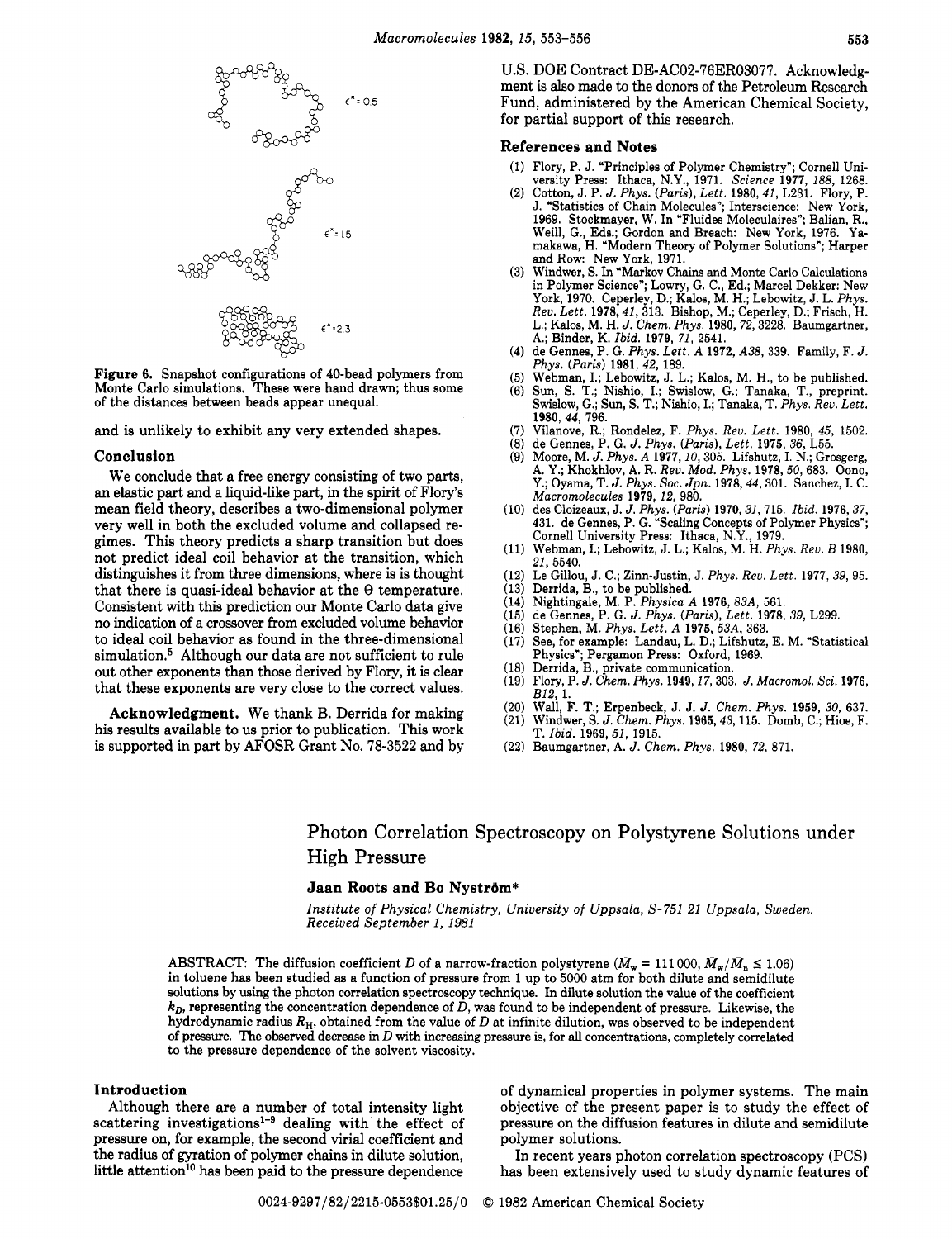$\epsilon^* = 0.5$

$\epsilon^* = 1.5$

$\epsilon^* = 2.3$

**Figure 6.** Snapshot configurations of 40-bead polymers from Monte Carlo simulations. These were hand drawn; thus some of the distances between beads appear unequal.

and is unlikely to exhibit any very extended shapes.

## Conclusion

We conclude that a free energy consisting of two parts, an elastic part and a liquid-like part, in the spirit of Flory's mean field theory, describes a two-dimensional polymer very well in both the excluded volume and collapsed regimes. This theory predicts a sharp transition but does not predict ideal coil behavior at the transition, which distinguishes it from three dimensions, where is is thought that there is quasi-ideal behavior at the Θ temperature. Consistent with this prediction our Monte Carlo data give no indication of a crossover from excluded volume behavior to ideal coil behavior as found in the three-dimensional simulation.[5] Although our data are not sufficient to rule out other exponents than those derived by Flory, it is clear that these exponents are very close to the correct values.

**Acknowledgment.** We thank B. Derrida for making his results available to us prior to publication. This work is supported in part by AFOSR Grant No. 78-3522 and by U.S. DOE Contract DE-AC02-76ER03077. Acknowledgment is also made to the donors of the Petroleum Research Fund, administered by the American Chemical Society, for partial support of this research.

## References and Notes

(1) Flory, P. J. "Principles of Polymer Chemistry"; Cornell University Press: Ithaca, N.Y., 1971. *Science* **1977**, *188*, 1268.
(2) Cotton, J. P. *J. Phys. (Paris), Lett.* **1980**, *41*, L231. Flory, P. J. "Statistics of Chain Molecules"; Interscience: New York, 1969. Stockmayer, W. In "Fluides Moleculaires"; Balian, R., Weill, G., Eds.; Gordon and Breach: New York, 1976. Yamakawa, H. "Modern Theory of Polymer Solutions"; Harper and Row: New York, 1971.
(3) Windwer, S. In "Markov Chains and Monte Carlo Calculations in Polymer Science"; Lowry, G. C., Ed.; Marcel Dekker: New York, 1970. Ceperley, D.; Kalos, M. H.; Lebowitz, J. L. *Phys. Rev. Lett.* **1978**, *41*, 313. Bishop, M.; Ceperley, D.; Frisch, H. L.; Kalos, M. H. *J. Chem. Phys.* **1980**, *72*, 3228. Baumgartner, A.; Binder, K. *Ibid.* **1979**, *71*, 2541.
(4) de Gennes, P. G. *Phys. Lett. A* **1972**, *A38*, 339. Family, F. *J. Phys. (Paris)* **1981**, *42*, 189.
(5) Webman, I.; Lebowitz, J. L.; Kalos, M. H., to be published.
(6) Sun, S. T.; Nishio, I.; Swislow, G.; Tanaka, T., preprint. Swislow, G.; Sun, S. T.; Nishio, I.; Tanaka, T. *Phys. Rev. Lett.* **1980**, *44*, 796.
(7) Vilanove, R.; Rondelez, F. *Phys. Rev. Lett.* **1980**, *45*, 1502.
(8) de Gennes, P. G. *J. Phys. (Paris), Lett.* **1975**, *36*, L55.
(9) Moore, M. *J. Phys. A* **1977**, *10*, 305. Lifshutz, I. N.; Grosgerg, A. Y.; Khokhlov, A. R. *Rev. Mod. Phys.* **1978**, *50*, 683. Oono, Y.; Oyama, T. *J. Phys. Soc. Jpn.* **1978**, *44*, 301. Sanchez, I. C. *Macromolecules* **1979**, *12*, 980.
(10) des Cloizeaux, J. *J. Phys. (Paris)* **1970**, *31*, 715. *Ibid.* **1976**, *37*, 431. de Gennes, P. G. "Scaling Concepts of Polymer Physics"; Cornell University Press: Ithaca, N.Y., 1979.
(11) Webman, I.; Lebowitz, J. L.; Kalos, M. H. *Phys. Rev. B* **1980**, *21*, 5540.
(12) Le Gillou, J. C.; Zinn-Justin, J. *Phys. Rev. Lett.* **1977**, *39*, 95.
(13) Derrida, B., to be published.
(14) Nightingale, M. P. *Physica A* **1976**, *83A*, 561.
(15) de Gennes, P. G. *J. Phys. (Paris), Lett.* **1978**, *39*, L299.
(16) Stephen, M. *Phys. Lett. A* **1975**, *53A*, 363.
(17) See, for example: Landau, L. D.; Lifshutz, E. M. "Statistical Physics"; Pergamon Press: Oxford, 1969.
(18) Derrida, B., private communication.
(19) Flory, P. *J. Chem. Phys.* **1949**, *17*, 303. *J. Macromol. Sci.* **1976**, *B12*, 1.
(20) Wall, F. T.; Erpenbeck, J. J. *J. Chem. Phys.* **1959**, *30*, 637.
(21) Windwer, S. *J. Chem. Phys.* **1965**, *43*, 115. Domb, C.; Hioe, F. T. *Ibid.* **1969**, *51*, 1915.
(22) Baumgartner, A. *J. Chem. Phys.* **1980**, *72*, 871.

# Photon Correlation Spectroscopy on Polystyrene Solutions under High Pressure

**Jaan Roots and Bo Nyström***

*Institute of Physical Chemistry, University of Uppsala, S-751 21 Uppsala, Sweden. Received September 1, 1981*

ABSTRACT: The diffusion coefficient $D$ of a narrow-fraction polystyrene ($\bar{M}_w = 111000$, $\bar{M}_w/\bar{M}_n \leq 1.06$) in toluene has been studied as a function of pressure from 1 up to 5000 atm for both dilute and semidilute solutions by using the photon correlation spectroscopy technique. In dilute solution the value of the coefficient $k_D$, representing the concentration dependence of $D$, was found to be independent of pressure. Likewise, the hydrodynamic radius $R_H$, obtained from the value of $D$ at infinite dilution, was observed to be independent of pressure. The observed decrease in $D$ with increasing pressure is, for all concentrations, completely correlated to the pressure dependence of the solvent viscosity.

## Introduction

Although there are a number of total intensity light scattering investigations[1-9] dealing with the effect of pressure on, for example, the second virial coefficient and the radius of gyration of polymer chains in dilute solution, little attention[10] has been paid to the pressure dependence of dynamical properties in polymer systems. The main objective of the present paper is to study the effect of pressure on the diffusion features in dilute and semidilute polymer solutions.

In recent years photon correlation spectroscopy (PCS) has been extensively used to study dynamic features of

0024-9297/82/2215-0553$01.25/0 © 1982 American Chemical Society